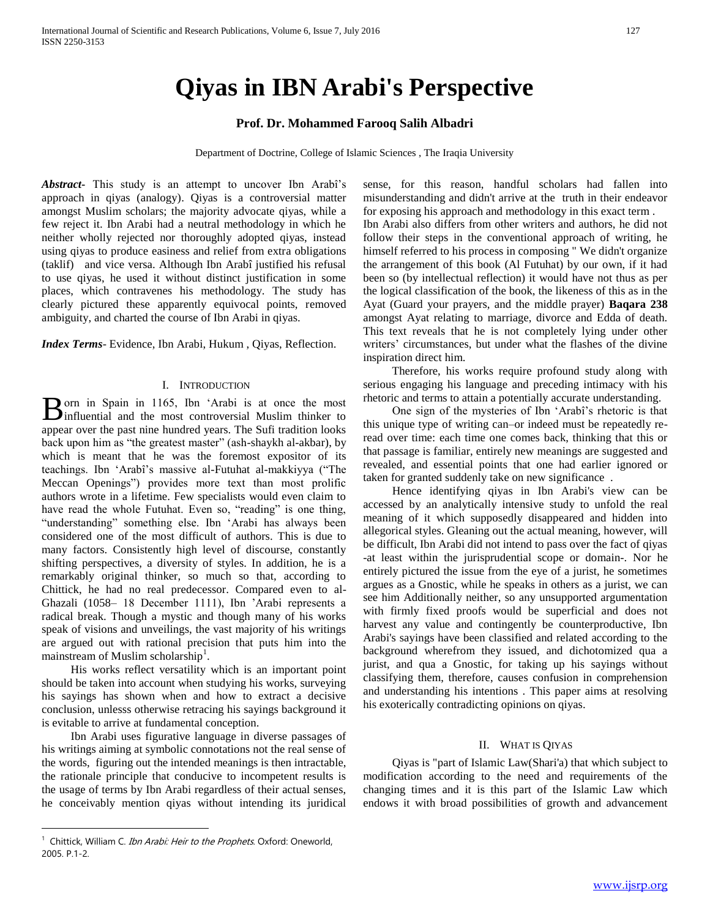# Qiyas in IBN Arabi's Perspective

**Prof. Dr. Mohammed Farooq Salih Albadri**

Department of Doctrine, College of Islamic Sciences , The Iraqia University

***Abstract-*** This study is an attempt to uncover Ibn Arabî's approach in qiyas (analogy). Qiyas is a controversial matter amongst Muslim scholars; the majority advocate qiyas, while a few reject it. Ibn Arabi had a neutral methodology in which he neither wholly rejected nor thoroughly adopted qiyas, instead using qiyas to produce easiness and relief from extra obligations (taklif) and vice versa. Although Ibn Arabî justified his refusal to use qiyas, he used it without distinct justification in some places, which contravenes his methodology. The study has clearly pictured these apparently equivocal points, removed ambiguity, and charted the course of Ibn Arabi in qiyas.

***Index Terms-*** Evidence, Ibn Arabi, Hukum , Qiyas, Reflection.

## I. Introduction

Born in Spain in 1165, Ibn 'Arabi is at once the most influential and the most controversial Muslim thinker to appear over the past nine hundred years. The Sufi tradition looks back upon him as "the greatest master" (ash-shaykh al-akbar), by which is meant that he was the foremost expositor of its teachings. Ibn 'Arabî's massive al-Futuhat al-makkiyya ("The Meccan Openings") provides more text than most prolific authors wrote in a lifetime. Few specialists would even claim to have read the whole Futuhat. Even so, "reading" is one thing, "understanding" something else. Ibn 'Arabi has always been considered one of the most difficult of authors. This is due to many factors. Consistently high level of discourse, constantly shifting perspectives, a diversity of styles. In addition, he is a remarkably original thinker, so much so that, according to Chittick, he had no real predecessor. Compared even to al-Ghazali (1058– 18 December 1111), Ibn 'Arabi represents a radical break. Though a mystic and though many of his works speak of visions and unveilings, the vast majority of his writings are argued out with rational precision that puts him into the mainstream of Muslim scholarship[1].

His works reflect versatility which is an important point should be taken into account when studying his works, surveying his sayings has shown when and how to extract a decisive conclusion, unlesss otherwise retracing his sayings background it is evitable to arrive at fundamental conception.

Ibn Arabi uses figurative language in diverse passages of his writings aiming at symbolic connotations not the real sense of the words, figuring out the intended meanings is then intractable, the rationale principle that conducive to incompetent results is the usage of terms by Ibn Arabi regardless of their actual senses, he conceivably mention qiyas without intending its juridical sense, for this reason, handful scholars had fallen into misunderstanding and didn't arrive at the truth in their endeavor for exposing his approach and methodology in this exact term .

Ibn Arabi also differs from other writers and authors, he did not follow their steps in the conventional approach of writing, he himself referred to his process in composing " We didn't organize the arrangement of this book (Al Futuhat) by our own, if it had been so (by intellectual reflection) it would have not thus as per the logical classification of the book, the likeness of this as in the Ayat (Guard your prayers, and the middle prayer) **Baqara 238** amongst Ayat relating to marriage, divorce and Edda of death. This text reveals that he is not completely lying under other writers' circumstances, but under what the flashes of the divine inspiration direct him.

Therefore, his works require profound study along with serious engaging his language and preceding intimacy with his rhetoric and terms to attain a potentially accurate understanding.

One sign of the mysteries of Ibn 'Arabî's rhetoric is that this unique type of writing can–or indeed must be repeatedly re-read over time: each time one comes back, thinking that this or that passage is familiar, entirely new meanings are suggested and revealed, and essential points that one had earlier ignored or taken for granted suddenly take on new significance .

Hence identifying qiyas in Ibn Arabi's view can be accessed by an analytically intensive study to unfold the real meaning of it which supposedly disappeared and hidden into allegorical styles. Gleaning out the actual meaning, however, will be difficult, Ibn Arabi did not intend to pass over the fact of qiyas -at least within the jurisprudential scope or domain-. Nor he entirely pictured the issue from the eye of a jurist, he sometimes argues as a Gnostic, while he speaks in others as a jurist, we can see him Additionally neither, so any unsupported argumentation with firmly fixed proofs would be superficial and does not harvest any value and contingently be counterproductive, Ibn Arabi's sayings have been classified and related according to the background wherefrom they issued, and dichotomized qua a jurist, and qua a Gnostic, for taking up his sayings without classifying them, therefore, causes confusion in comprehension and understanding his intentions . This paper aims at resolving his exoterically contradicting opinions on qiyas.

## II. What is Qiyas

Qiyas is "part of Islamic Law(Shari'a) that which subject to modification according to the need and requirements of the changing times and it is this part of the Islamic Law which endows it with broad possibilities of growth and advancement

---

[1] Chittick, William C. *Ibn Arabi: Heir to the Prophets*. Oxford: Oneworld, 2005. P.1-2.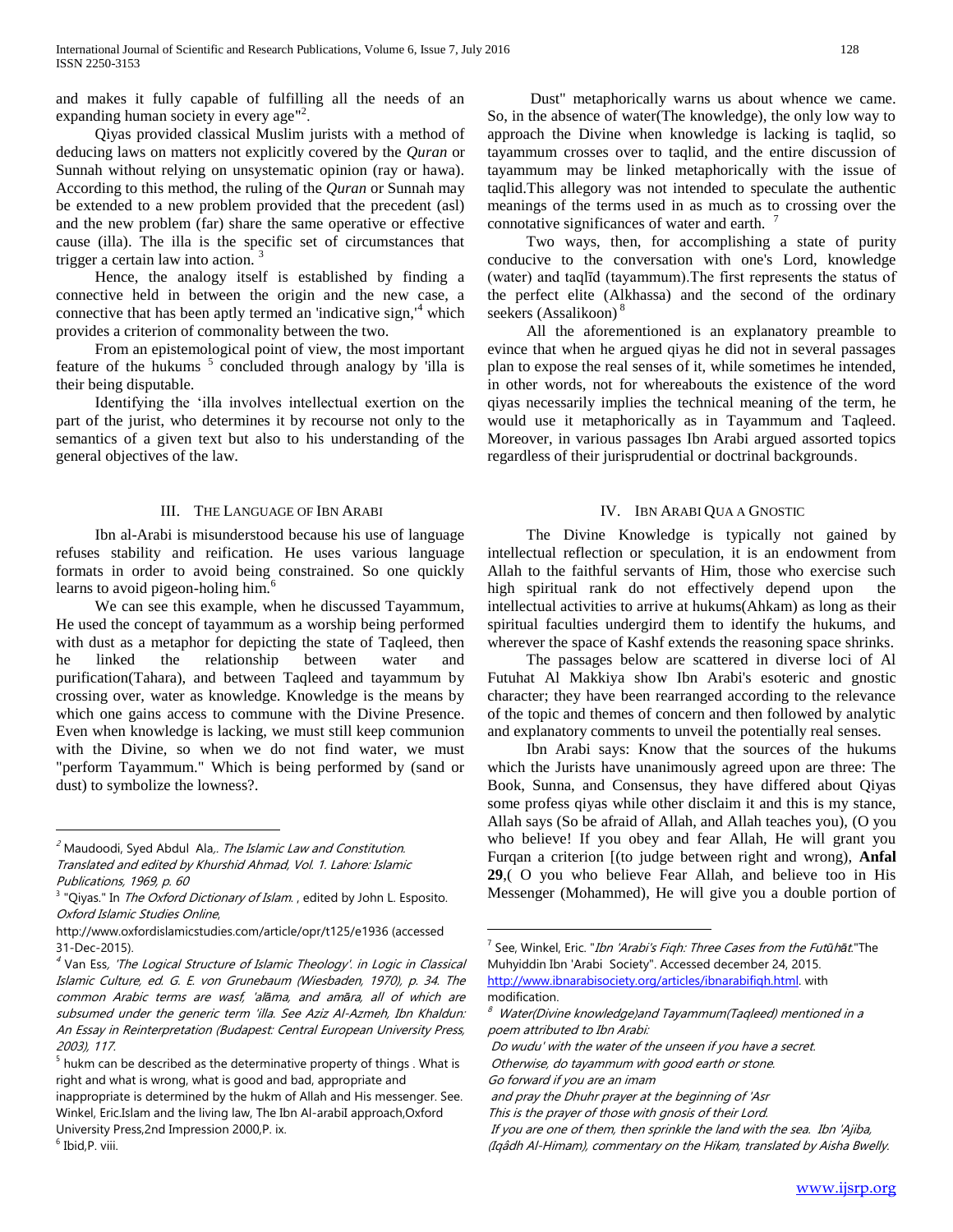and makes it fully capable of fulfilling all the needs of an expanding human society in every age"[2].

Qiyas provided classical Muslim jurists with a method of deducing laws on matters not explicitly covered by the *Quran* or Sunnah without relying on unsystematic opinion (ray or hawa). According to this method, the ruling of the *Quran* or Sunnah may be extended to a new problem provided that the precedent (asl) and the new problem (far) share the same operative or effective cause (illa). The illa is the specific set of circumstances that trigger a certain law into action. [3]

Hence, the analogy itself is established by finding a connective held in between the origin and the new case, a connective that has been aptly termed an 'indicative sign,'[4] which provides a criterion of commonality between the two.

From an epistemological point of view, the most important feature of the hukums [5] concluded through analogy by 'illa is their being disputable.

Identifying the 'illa involves intellectual exertion on the part of the jurist, who determines it by recourse not only to the semantics of a given text but also to his understanding of the general objectives of the law.

## III. The Language of Ibn Arabi

Ibn al-Arabi is misunderstood because his use of language refuses stability and reification. He uses various language formats in order to avoid being constrained. So one quickly learns to avoid pigeon-holing him.[6]

We can see this example, when he discussed Tayammum, He used the concept of tayammum as a worship being performed with dust as a metaphor for depicting the state of Taqleed, then he linked the relationship between water and purification(Tahara), and between Taqleed and tayammum by crossing over, water as knowledge. Knowledge is the means by which one gains access to commune with the Divine Presence. Even when knowledge is lacking, we must still keep communion with the Divine, so when we do not find water, we must "perform Tayammum." Which is being performed by (sand or dust) to symbolize the lowness?.

Dust" metaphorically warns us about whence we came. So, in the absence of water(The knowledge), the only low way to approach the Divine when knowledge is lacking is taqlid, so tayammum crosses over to taqlid, and the entire discussion of tayammum may be linked metaphorically with the issue of taqlid.This allegory was not intended to speculate the authentic meanings of the terms used in as much as to crossing over the connotative significances of water and earth. [7]

Two ways, then, for accomplishing a state of purity conducive to the conversation with one's Lord, knowledge (water) and taqlīd (tayammum).The first represents the status of the perfect elite (Alkhassa) and the second of the ordinary seekers (Assalikoon) [8]

All the aforementioned is an explanatory preamble to evince that when he argued qiyas he did not in several passages plan to expose the real senses of it, while sometimes he intended, in other words, not for whereabouts the existence of the word qiyas necessarily implies the technical meaning of the term, he would use it metaphorically as in Tayammum and Taqleed. Moreover, in various passages Ibn Arabi argued assorted topics regardless of their jurisprudential or doctrinal backgrounds.

## IV. Ibn Arabi Qua a Gnostic

The Divine Knowledge is typically not gained by intellectual reflection or speculation, it is an endowment from Allah to the faithful servants of Him, those who exercise such high spiritual rank do not effectively depend upon the intellectual activities to arrive at hukums(Ahkam) as long as their spiritual faculties undergird them to identify the hukums, and wherever the space of Kashf extends the reasoning space shrinks.

The passages below are scattered in diverse loci of Al Futuhat Al Makkiya show Ibn Arabi's esoteric and gnostic character; they have been rearranged according to the relevance of the topic and themes of concern and then followed by analytic and explanatory comments to unveil the potentially real senses.

Ibn Arabi says: Know that the sources of the hukums which the Jurists have unanimously agreed upon are three: The Book, Sunna, and Consensus, they have differed about Qiyas some profess qiyas while other disclaim it and this is my stance, Allah says (So be afraid of Allah, and Allah teaches you), (O you who believe! If you obey and fear Allah, He will grant you Furqan a criterion [(to judge between right and wrong), **Anfal 29**,( O you who believe Fear Allah, and believe too in His Messenger (Mohammed), He will give you a double portion of

---

[2] Maudoodi, Syed Abdul Ala,. *The Islamic Law and Constitution. Translated and edited by Khurshid Ahmad, Vol. 1. Lahore: Islamic Publications, 1969, p. 60*

[3] "Qiyas." In *The Oxford Dictionary of Islam.* , edited by John L. Esposito. *Oxford Islamic Studies Online*, http://www.oxfordislamicstudies.com/article/opr/t125/e1936 (accessed 31-Dec-2015).

[4] Van Ess*, 'The Logical Structure of Islamic Theology'. in Logic in Classical Islamic Culture, ed. G. E. von Grunebaum (Wiesbaden, 1970), p. 34. The common Arabic terms are wasf, 'alāma, and amāra, all of which are subsumed under the generic term 'illa. See Aziz Al-Azmeh, Ibn Khaldun: An Essay in Reinterpretation (Budapest: Central European University Press, 2003), 117.*

[5] hukm can be described as the determinative property of things . What is right and what is wrong, what is good and bad, appropriate and inappropriate is determined by the hukm of Allah and His messenger. See. Winkel, Eric.Islam and the living law, The Ibn Al-arabiI approach,Oxford University Press,2nd Impression 2000,P. ix.

[6] Ibid,P. viii.

[7] See, Winkel, Eric. "*Ibn 'Arabi's Fiqh: Three Cases from the Futūhāt.*"The Muhyiddin Ibn 'Arabi Society". Accessed december 24, 2015. http://www.ibnarabisociety.org/articles/ibnarabifiqh.html. with modification.

[8] *Water(Divine knowledge)and Tayammum(Taqleed) mentioned in a poem attributed to Ibn Arabi:*

*Do wudu' with the water of the unseen if you have a secret.*
*Otherwise, do tayammum with good earth or stone.*
*Go forward if you are an imam*
*and pray the Dhuhr prayer at the beginning of 'Asr*
*This is the prayer of those with gnosis of their Lord.*
*If you are one of them, then sprinkle the land with the sea. Ibn 'Ajiba, (Iqâdh Al-Himam), commentary on the Hikam, translated by Aisha Bwelly.*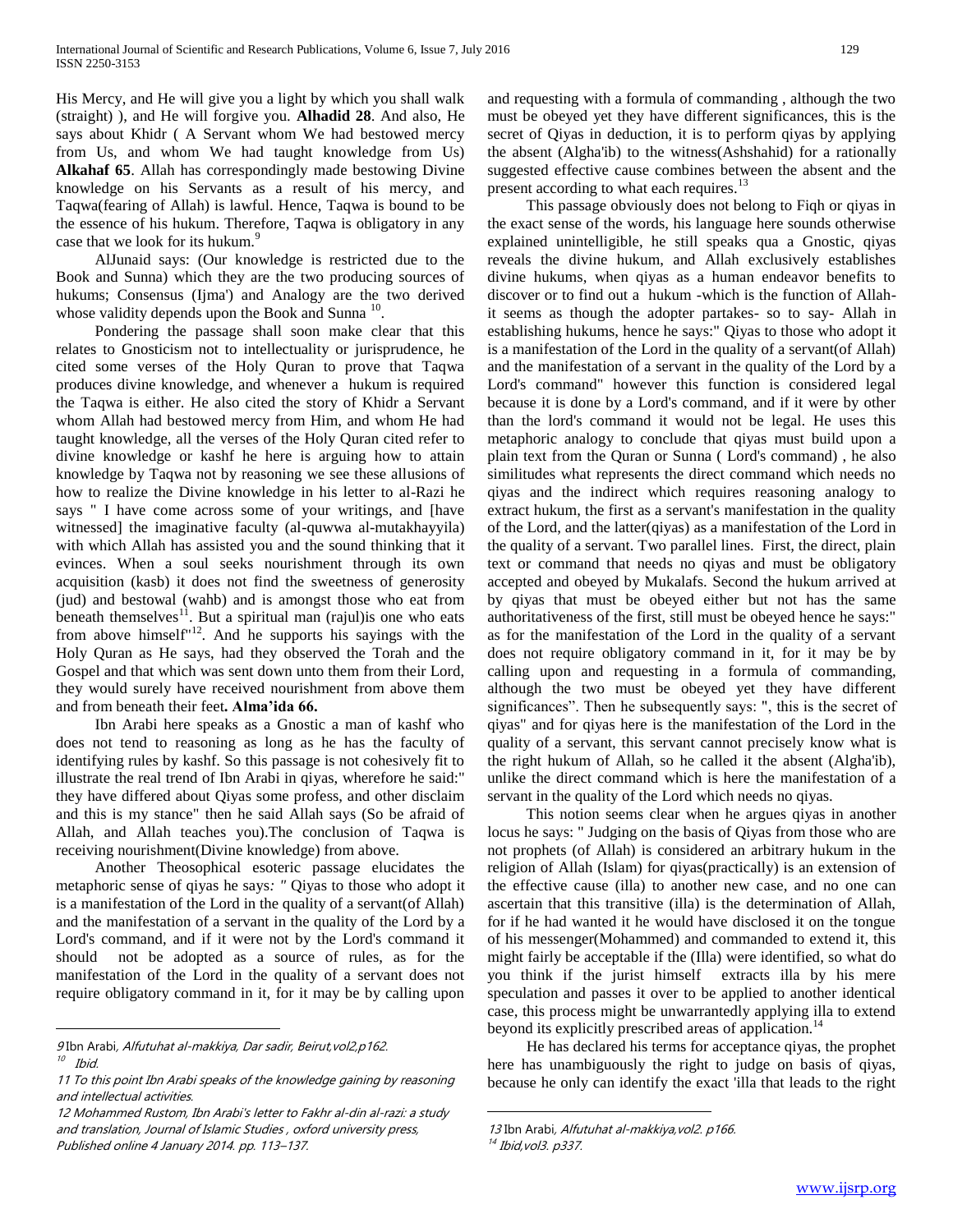His Mercy, and He will give you a light by which you shall walk (straight) ), and He will forgive you. **Alhadid 28**. And also, He says about Khidr ( A Servant whom We had bestowed mercy from Us, and whom We had taught knowledge from Us) **Alkahaf 65**. Allah has correspondingly made bestowing Divine knowledge on his Servants as a result of his mercy, and Taqwa(fearing of Allah) is lawful. Hence, Taqwa is bound to be the essence of his hukum. Therefore, Taqwa is obligatory in any case that we look for its hukum.[9]

AlJunaid says: (Our knowledge is restricted due to the Book and Sunna) which they are the two producing sources of hukums; Consensus (Ijma') and Analogy are the two derived whose validity depends upon the Book and Sunna [10].

Pondering the passage shall soon make clear that this relates to Gnosticism not to intellectuality or jurisprudence, he cited some verses of the Holy Quran to prove that Taqwa produces divine knowledge, and whenever a hukum is required the Taqwa is either. He also cited the story of Khidr a Servant whom Allah had bestowed mercy from Him, and whom He had taught knowledge, all the verses of the Holy Quran cited refer to divine knowledge or kashf he here is arguing how to attain knowledge by Taqwa not by reasoning we see these allusions of how to realize the Divine knowledge in his letter to al-Razi he says " I have come across some of your writings, and [have witnessed] the imaginative faculty (al-quwwa al-mutakhayyila) with which Allah has assisted you and the sound thinking that it evinces. When a soul seeks nourishment through its own acquisition (kasb) it does not find the sweetness of generosity (jud) and bestowal (wahb) and is amongst those who eat from beneath themselves[11]. But a spiritual man (rajul)is one who eats from above himself"[12]. And he supports his sayings with the Holy Quran as He says, had they observed the Torah and the Gospel and that which was sent down unto them from their Lord, they would surely have received nourishment from above them and from beneath their feet**. Alma'ida 66.**

Ibn Arabi here speaks as a Gnostic a man of kashf who does not tend to reasoning as long as he has the faculty of identifying rules by kashf. So this passage is not cohesively fit to illustrate the real trend of Ibn Arabi in qiyas, wherefore he said:" they have differed about Qiyas some profess, and other disclaim and this is my stance" then he said Allah says (So be afraid of Allah, and Allah teaches you).The conclusion of Taqwa is receiving nourishment(Divine knowledge) from above.

Another Theosophical esoteric passage elucidates the metaphoric sense of qiyas he says*: "* Qiyas to those who adopt it is a manifestation of the Lord in the quality of a servant(of Allah) and the manifestation of a servant in the quality of the Lord by a Lord's command, and if it were not by the Lord's command it should not be adopted as a source of rules, as for the manifestation of the Lord in the quality of a servant does not require obligatory command in it, for it may be by calling upon and requesting with a formula of commanding , although the two must be obeyed yet they have different significances, this is the secret of Qiyas in deduction, it is to perform qiyas by applying the absent (Algha'ib) to the witness(Ashshahid) for a rationally suggested effective cause combines between the absent and the present according to what each requires.[13]

This passage obviously does not belong to Fiqh or qiyas in the exact sense of the words, his language here sounds otherwise explained unintelligible, he still speaks qua a Gnostic, qiyas reveals the divine hukum, and Allah exclusively establishes divine hukums, when qiyas as a human endeavor benefits to discover or to find out a hukum -which is the function of Allah- it seems as though the adopter partakes- so to say- Allah in establishing hukums, hence he says:" Qiyas to those who adopt it is a manifestation of the Lord in the quality of a servant(of Allah) and the manifestation of a servant in the quality of the Lord by a Lord's command" however this function is considered legal because it is done by a Lord's command, and if it were by other than the lord's command it would not be legal. He uses this metaphoric analogy to conclude that qiyas must build upon a plain text from the Quran or Sunna ( Lord's command) , he also similitudes what represents the direct command which needs no qiyas and the indirect which requires reasoning analogy to extract hukum, the first as a servant's manifestation in the quality of the Lord, and the latter(qiyas) as a manifestation of the Lord in the quality of a servant. Two parallel lines. First, the direct, plain text or command that needs no qiyas and must be obligatory accepted and obeyed by Mukalafs. Second the hukum arrived at by qiyas that must be obeyed either but not has the same authoritativeness of the first, still must be obeyed hence he says:" as for the manifestation of the Lord in the quality of a servant does not require obligatory command in it, for it may be by calling upon and requesting in a formula of commanding, although the two must be obeyed yet they have different significances". Then he subsequently says: ", this is the secret of qiyas" and for qiyas here is the manifestation of the Lord in the quality of a servant, this servant cannot precisely know what is the right hukum of Allah, so he called it the absent (Algha'ib), unlike the direct command which is here the manifestation of a servant in the quality of the Lord which needs no qiyas.

This notion seems clear when he argues qiyas in another locus he says: " Judging on the basis of Qiyas from those who are not prophets (of Allah) is considered an arbitrary hukum in the religion of Allah (Islam) for qiyas(practically) is an extension of the effective cause (illa) to another new case, and no one can ascertain that this transitive (illa) is the determination of Allah, for if he had wanted it he would have disclosed it on the tongue of his messenger(Mohammed) and commanded to extend it, this might fairly be acceptable if the (Illa) were identified, so what do you think if the jurist himself extracts illa by his mere speculation and passes it over to be applied to another identical case, this process might be unwarrantedly applying illa to extend beyond its explicitly prescribed areas of application.[14]

He has declared his terms for acceptance qiyas, the prophet here has unambiguously the right to judge on basis of qiyas, because he only can identify the exact 'illa that leads to the right

---

9 Ibn Arabi*, Alfutuhat al-makkiya, Dar sadir, Beirut,vol2,p162.*

10 *Ibid.*

11 *To this point Ibn Arabi speaks of the knowledge gaining by reasoning and intellectual activities.*

12 *Mohammed Rustom, Ibn Arabi's letter to Fakhr al-din al-razi: a study and translation, Journal of Islamic Studies , oxford university press, Published online 4 January 2014. pp. 113–137.*

13 Ibn Arabi*, Alfutuhat al-makkiya,vol2. p166.*

14 *Ibid,vol3. p337.*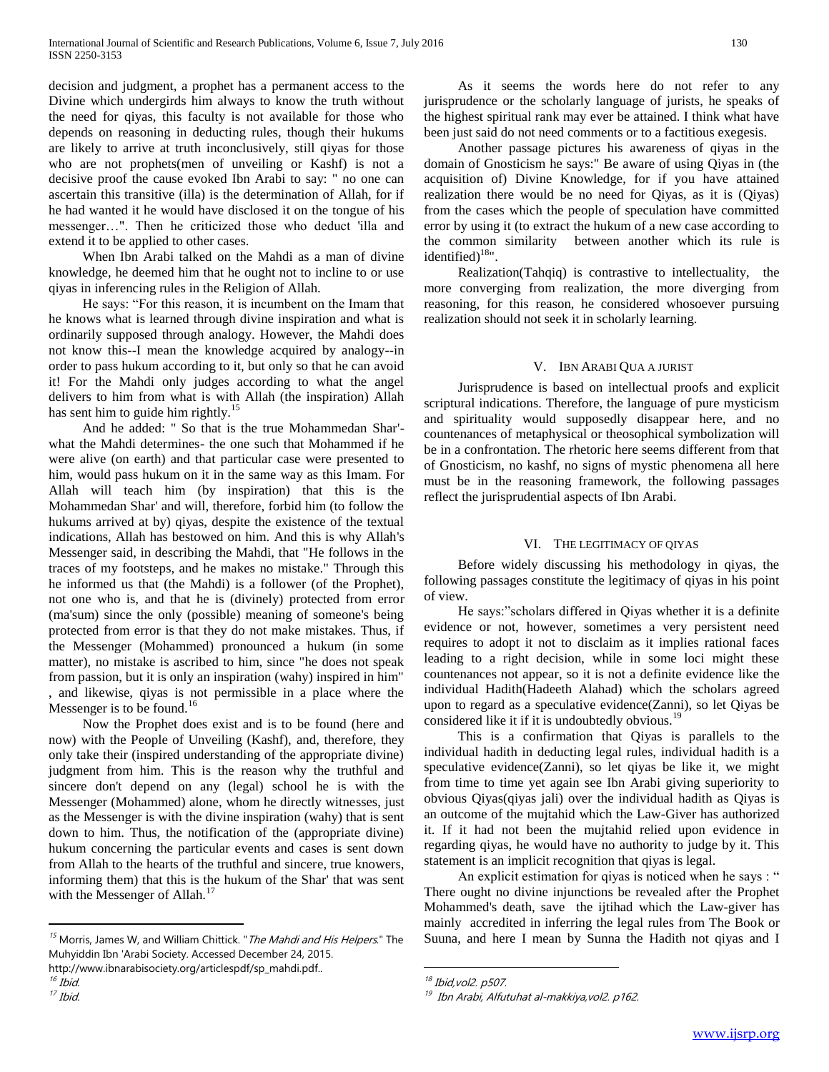decision and judgment, a prophet has a permanent access to the Divine which undergirds him always to know the truth without the need for qiyas, this faculty is not available for those who depends on reasoning in deducting rules, though their hukums are likely to arrive at truth inconclusively, still qiyas for those who are not prophets(men of unveiling or Kashf) is not a decisive proof the cause evoked Ibn Arabi to say: " no one can ascertain this transitive (illa) is the determination of Allah, for if he had wanted it he would have disclosed it on the tongue of his messenger…". Then he criticized those who deduct 'illa and extend it to be applied to other cases.

When Ibn Arabi talked on the Mahdi as a man of divine knowledge, he deemed him that he ought not to incline to or use qiyas in inferencing rules in the Religion of Allah.

He says: "For this reason, it is incumbent on the Imam that he knows what is learned through divine inspiration and what is ordinarily supposed through analogy. However, the Mahdi does not know this--I mean the knowledge acquired by analogy--in order to pass hukum according to it, but only so that he can avoid it! For the Mahdi only judges according to what the angel delivers to him from what is with Allah (the inspiration) Allah has sent him to guide him rightly.[15]

And he added: " So that is the true Mohammedan Shar'- what the Mahdi determines- the one such that Mohammed if he were alive (on earth) and that particular case were presented to him, would pass hukum on it in the same way as this Imam. For Allah will teach him (by inspiration) that this is the Mohammedan Shar' and will, therefore, forbid him (to follow the hukums arrived at by) qiyas, despite the existence of the textual indications, Allah has bestowed on him. And this is why Allah's Messenger said, in describing the Mahdi, that "He follows in the traces of my footsteps, and he makes no mistake." Through this he informed us that (the Mahdi) is a follower (of the Prophet), not one who is, and that he is (divinely) protected from error (ma'sum) since the only (possible) meaning of someone's being protected from error is that they do not make mistakes. Thus, if the Messenger (Mohammed) pronounced a hukum (in some matter), no mistake is ascribed to him, since "he does not speak from passion, but it is only an inspiration (wahy) inspired in him" , and likewise, qiyas is not permissible in a place where the Messenger is to be found.[16]

Now the Prophet does exist and is to be found (here and now) with the People of Unveiling (Kashf), and, therefore, they only take their (inspired understanding of the appropriate divine) judgment from him. This is the reason why the truthful and sincere don't depend on any (legal) school he is with the Messenger (Mohammed) alone, whom he directly witnesses, just as the Messenger is with the divine inspiration (wahy) that is sent down to him. Thus, the notification of the (appropriate divine) hukum concerning the particular events and cases is sent down from Allah to the hearts of the truthful and sincere, true knowers, informing them) that this is the hukum of the Shar' that was sent with the Messenger of Allah.[17]

As it seems the words here do not refer to any jurisprudence or the scholarly language of jurists, he speaks of the highest spiritual rank may ever be attained. I think what have been just said do not need comments or to a factitious exegesis.

Another passage pictures his awareness of qiyas in the domain of Gnosticism he says:" Be aware of using Qiyas in (the acquisition of) Divine Knowledge, for if you have attained realization there would be no need for Qiyas, as it is (Qiyas) from the cases which the people of speculation have committed error by using it (to extract the hukum of a new case according to the common similarity between another which its rule is identified)[18]".

Realization(Tahqiq) is contrastive to intellectuality, the more converging from realization, the more diverging from reasoning, for this reason, he considered whosoever pursuing realization should not seek it in scholarly learning.

## V. Ibn Arabi Qua a Jurist

Jurisprudence is based on intellectual proofs and explicit scriptural indications. Therefore, the language of pure mysticism and spirituality would supposedly disappear here, and no countenances of metaphysical or theosophical symbolization will be in a confrontation. The rhetoric here seems different from that of Gnosticism, no kashf, no signs of mystic phenomena all here must be in the reasoning framework, the following passages reflect the jurisprudential aspects of Ibn Arabi.

## VI. The Legitimacy of Qiyas

Before widely discussing his methodology in qiyas, the following passages constitute the legitimacy of qiyas in his point of view.

He says:"scholars differed in Qiyas whether it is a definite evidence or not, however, sometimes a very persistent need requires to adopt it not to disclaim as it implies rational faces leading to a right decision, while in some loci might these countenances not appear, so it is not a definite evidence like the individual Hadith(Hadeeth Alahad) which the scholars agreed upon to regard as a speculative evidence(Zanni), so let Qiyas be considered like it if it is undoubtedly obvious.[19]

This is a confirmation that Qiyas is parallels to the individual hadith in deducting legal rules, individual hadith is a speculative evidence(Zanni), so let qiyas be like it, we might from time to time yet again see Ibn Arabi giving superiority to obvious Qiyas(qiyas jali) over the individual hadith as Qiyas is an outcome of the mujtahid which the Law-Giver has authorized it. If it had not been the mujtahid relied upon evidence in regarding qiyas, he would have no authority to judge by it. This statement is an implicit recognition that qiyas is legal.

An explicit estimation for qiyas is noticed when he says : " There ought no divine injunctions be revealed after the Prophet Mohammed's death, save the ijtihad which the Law-giver has mainly accredited in inferring the legal rules from The Book or Suuna, and here I mean by Sunna the Hadith not qiyas and I

---

[15] Morris, James W, and William Chittick. "*The Mahdi and His Helpers*." The Muhyiddin Ibn 'Arabi Society. Accessed December 24, 2015. http://www.ibnarabisociety.org/articlespdf/sp_mahdi.pdf..

[16] *Ibid.*

[17] *Ibid.*

[18] *Ibid,vol2. p507.*

[19] *Ibn Arabi, Alfutuhat al-makkiya,vol2. p162.*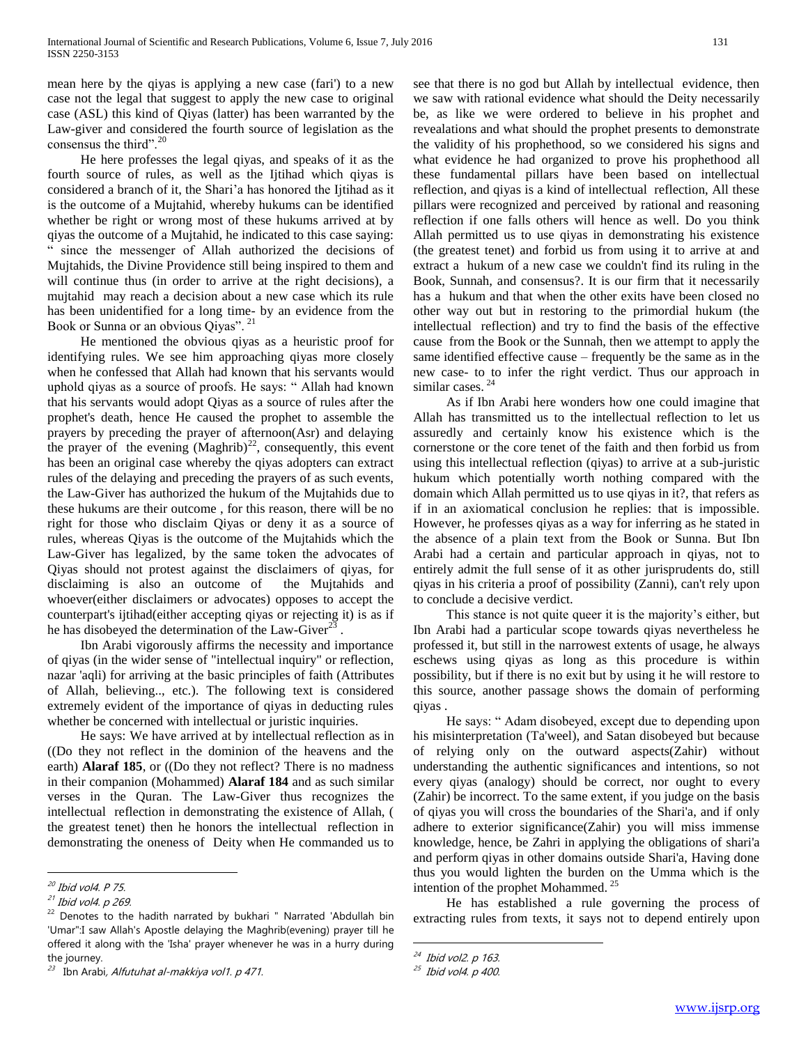mean here by the qiyas is applying a new case (fari') to a new case not the legal that suggest to apply the new case to original case (ASL) this kind of Qiyas (latter) has been warranted by the Law-giver and considered the fourth source of legislation as the consensus the third".[20]

He here professes the legal qiyas, and speaks of it as the fourth source of rules, as well as the Ijtihad which qiyas is considered a branch of it, the Shari'a has honored the Ijtihad as it is the outcome of a Mujtahid, whereby hukums can be identified whether be right or wrong most of these hukums arrived at by qiyas the outcome of a Mujtahid, he indicated to this case saying: " since the messenger of Allah authorized the decisions of Mujtahids, the Divine Providence still being inspired to them and will continue thus (in order to arrive at the right decisions), a mujtahid may reach a decision about a new case which its rule has been unidentified for a long time- by an evidence from the Book or Sunna or an obvious Qiyas". [21]

He mentioned the obvious qiyas as a heuristic proof for identifying rules. We see him approaching qiyas more closely when he confessed that Allah had known that his servants would uphold qiyas as a source of proofs. He says: " Allah had known that his servants would adopt Qiyas as a source of rules after the prophet's death, hence He caused the prophet to assemble the prayers by preceding the prayer of afternoon(Asr) and delaying the prayer of the evening (Maghrib)[22], consequently, this event has been an original case whereby the qiyas adopters can extract rules of the delaying and preceding the prayers of as such events, the Law-Giver has authorized the hukum of the Mujtahids due to these hukums are their outcome , for this reason, there will be no right for those who disclaim Qiyas or deny it as a source of rules, whereas Qiyas is the outcome of the Mujtahids which the Law-Giver has legalized, by the same token the advocates of Qiyas should not protest against the disclaimers of qiyas, for disclaiming is also an outcome of the Mujtahids and whoever(either disclaimers or advocates) opposes to accept the counterpart's ijtihad(either accepting qiyas or rejecting it) is as if he has disobeyed the determination of the Law-Giver[23] .

Ibn Arabi vigorously affirms the necessity and importance of qiyas (in the wider sense of "intellectual inquiry" or reflection, nazar 'aqli) for arriving at the basic principles of faith (Attributes of Allah, believing.., etc.). The following text is considered extremely evident of the importance of qiyas in deducting rules whether be concerned with intellectual or juristic inquiries.

He says: We have arrived at by intellectual reflection as in ((Do they not reflect in the dominion of the heavens and the earth) **Alaraf 185**, or ((Do they not reflect? There is no madness in their companion (Mohammed) **Alaraf 184** and as such similar verses in the Quran. The Law-Giver thus recognizes the intellectual reflection in demonstrating the existence of Allah, ( the greatest tenet) then he honors the intellectual reflection in demonstrating the oneness of Deity when He commanded us to see that there is no god but Allah by intellectual evidence, then we saw with rational evidence what should the Deity necessarily be, as like we were ordered to believe in his prophet and revealations and what should the prophet presents to demonstrate the validity of his prophethood, so we considered his signs and what evidence he had organized to prove his prophethood all these fundamental pillars have been based on intellectual reflection, and qiyas is a kind of intellectual reflection, All these pillars were recognized and perceived by rational and reasoning reflection if one falls others will hence as well. Do you think Allah permitted us to use qiyas in demonstrating his existence (the greatest tenet) and forbid us from using it to arrive at and extract a hukum of a new case we couldn't find its ruling in the Book, Sunnah, and consensus?. It is our firm that it necessarily has a hukum and that when the other exits have been closed no other way out but in restoring to the primordial hukum (the intellectual reflection) and try to find the basis of the effective cause from the Book or the Sunnah, then we attempt to apply the same identified effective cause – frequently be the same as in the new case- to to infer the right verdict. Thus our approach in similar cases. [24]

As if Ibn Arabi here wonders how one could imagine that Allah has transmitted us to the intellectual reflection to let us assuredly and certainly know his existence which is the cornerstone or the core tenet of the faith and then forbid us from using this intellectual reflection (qiyas) to arrive at a sub-juristic hukum which potentially worth nothing compared with the domain which Allah permitted us to use qiyas in it?, that refers as if in an axiomatical conclusion he replies: that is impossible. However, he professes qiyas as a way for inferring as he stated in the absence of a plain text from the Book or Sunna. But Ibn Arabi had a certain and particular approach in qiyas, not to entirely admit the full sense of it as other jurisprudents do, still qiyas in his criteria a proof of possibility (Zanni), can't rely upon to conclude a decisive verdict.

This stance is not quite queer it is the majority's either, but Ibn Arabi had a particular scope towards qiyas nevertheless he professed it, but still in the narrowest extents of usage, he always eschews using qiyas as long as this procedure is within possibility, but if there is no exit but by using it he will restore to this source, another passage shows the domain of performing qiyas .

He says: " Adam disobeyed, except due to depending upon his misinterpretation (Ta'weel), and Satan disobeyed but because of relying only on the outward aspects(Zahir) without understanding the authentic significances and intentions, so not every qiyas (analogy) should be correct, nor ought to every (Zahir) be incorrect. To the same extent, if you judge on the basis of qiyas you will cross the boundaries of the Shari'a, and if only adhere to exterior significance(Zahir) you will miss immense knowledge, hence, be Zahri in applying the obligations of shari'a and perform qiyas in other domains outside Shari'a, Having done thus you would lighten the burden on the Umma which is the intention of the prophet Mohammed. [25]

He has established a rule governing the process of extracting rules from texts, it says not to depend entirely upon

---

[20] Ibid vol4. P 75.

[21] Ibid vol4. p 269.

[22] Denotes to the hadith narrated by bukhari " Narrated 'Abdullah bin 'Umar":I saw Allah's Apostle delaying the Maghrib(evening) prayer till he offered it along with the 'Isha' prayer whenever he was in a hurry during the journey.

[23] Ibn Arabi, *Alfutuhat al-makkiya vol1. p 471.*

[24] Ibid vol2. p 163.

[25] Ibid vol4. p 400.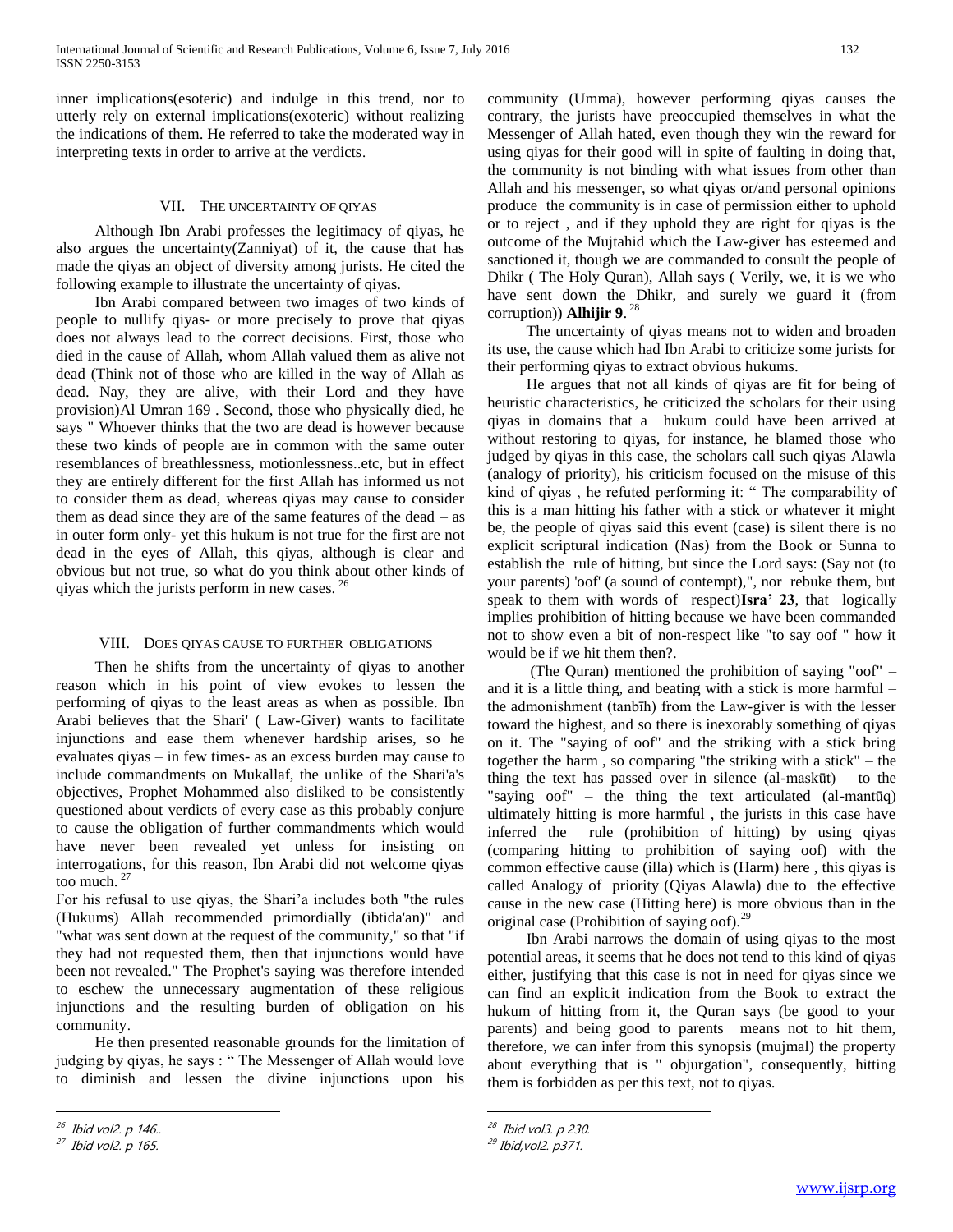inner implications(esoteric) and indulge in this trend, nor to utterly rely on external implications(exoteric) without realizing the indications of them. He referred to take the moderated way in interpreting texts in order to arrive at the verdicts.

## VII. The Uncertainty of Qiyas

Although Ibn Arabi professes the legitimacy of qiyas, he also argues the uncertainty(Zanniyat) of it, the cause that has made the qiyas an object of diversity among jurists. He cited the following example to illustrate the uncertainty of qiyas.

Ibn Arabi compared between two images of two kinds of people to nullify qiyas- or more precisely to prove that qiyas does not always lead to the correct decisions. First, those who died in the cause of Allah, whom Allah valued them as alive not dead (Think not of those who are killed in the way of Allah as dead. Nay, they are alive, with their Lord and they have provision)Al Umran 169 . Second, those who physically died, he says " Whoever thinks that the two are dead is however because these two kinds of people are in common with the same outer resemblances of breathlessness, motionlessness..etc, but in effect they are entirely different for the first Allah has informed us not to consider them as dead, whereas qiyas may cause to consider them as dead since they are of the same features of the dead – as in outer form only- yet this hukum is not true for the first are not dead in the eyes of Allah, this qiyas, although is clear and obvious but not true, so what do you think about other kinds of qiyas which the jurists perform in new cases. [26]

## VIII. Does Qiyas Cause to Further Obligations

Then he shifts from the uncertainty of qiyas to another reason which in his point of view evokes to lessen the performing of qiyas to the least areas as when as possible. Ibn Arabi believes that the Shari' ( Law-Giver) wants to facilitate injunctions and ease them whenever hardship arises, so he evaluates qiyas – in few times- as an excess burden may cause to include commandments on Mukallaf, the unlike of the Shari'a's objectives, Prophet Mohammed also disliked to be consistently questioned about verdicts of every case as this probably conjure to cause the obligation of further commandments which would have never been revealed yet unless for insisting on interrogations, for this reason, Ibn Arabi did not welcome qiyas too much. [27]

For his refusal to use qiyas, the Shari'a includes both "the rules (Hukums) Allah recommended primordially (ibtida'an)" and "what was sent down at the request of the community," so that "if they had not requested them, then that injunctions would have been not revealed." The Prophet's saying was therefore intended to eschew the unnecessary augmentation of these religious injunctions and the resulting burden of obligation on his community.

He then presented reasonable grounds for the limitation of judging by qiyas, he says : " The Messenger of Allah would love to diminish and lessen the divine injunctions upon his community (Umma), however performing qiyas causes the contrary, the jurists have preoccupied themselves in what the Messenger of Allah hated, even though they win the reward for using qiyas for their good will in spite of faulting in doing that, the community is not binding with what issues from other than Allah and his messenger, so what qiyas or/and personal opinions produce the community is in case of permission either to uphold or to reject , and if they uphold they are right for qiyas is the outcome of the Mujtahid which the Law-giver has esteemed and sanctioned it, though we are commanded to consult the people of Dhikr ( The Holy Quran), Allah says ( Verily, we, it is we who have sent down the Dhikr, and surely we guard it (from corruption)) **Alhijir 9**. [28]

The uncertainty of qiyas means not to widen and broaden its use, the cause which had Ibn Arabi to criticize some jurists for their performing qiyas to extract obvious hukums.

He argues that not all kinds of qiyas are fit for being of heuristic characteristics, he criticized the scholars for their using qiyas in domains that a hukum could have been arrived at without restoring to qiyas, for instance, he blamed those who judged by qiyas in this case, the scholars call such qiyas Alawla (analogy of priority), his criticism focused on the misuse of this kind of qiyas , he refuted performing it: " The comparability of this is a man hitting his father with a stick or whatever it might be, the people of qiyas said this event (case) is silent there is no explicit scriptural indication (Nas) from the Book or Sunna to establish the rule of hitting, but since the Lord says: (Say not (to your parents) 'oof' (a sound of contempt),", nor rebuke them, but speak to them with words of respect)**Isra' 23**, that logically implies prohibition of hitting because we have been commanded not to show even a bit of non-respect like "to say oof " how it would be if we hit them then?.

(The Quran) mentioned the prohibition of saying "oof" – and it is a little thing, and beating with a stick is more harmful – the admonishment (tanbīh) from the Law-giver is with the lesser toward the highest, and so there is inexorably something of qiyas on it. The "saying of oof" and the striking with a stick bring together the harm , so comparing "the striking with a stick" – the thing the text has passed over in silence (al-maskūt) – to the "saying oof" – the thing the text articulated (al-mantūq) ultimately hitting is more harmful , the jurists in this case have inferred the rule (prohibition of hitting) by using qiyas (comparing hitting to prohibition of saying oof) with the common effective cause (illa) which is (Harm) here , this qiyas is called Analogy of priority (Qiyas Alawla) due to the effective cause in the new case (Hitting here) is more obvious than in the original case (Prohibition of saying oof).[29]

Ibn Arabi narrows the domain of using qiyas to the most potential areas, it seems that he does not tend to this kind of qiyas either, justifying that this case is not in need for qiyas since we can find an explicit indication from the Book to extract the hukum of hitting from it, the Quran says (be good to your parents) and being good to parents means not to hit them, therefore, we can infer from this synopsis (mujmal) the property about everything that is " objurgation", consequently, hitting them is forbidden as per this text, not to qiyas.

---

[26] Ibid vol2. p 146..

[27] Ibid vol2. p 165.

[28] Ibid vol3. p 230.

[29] Ibid,vol2. p371.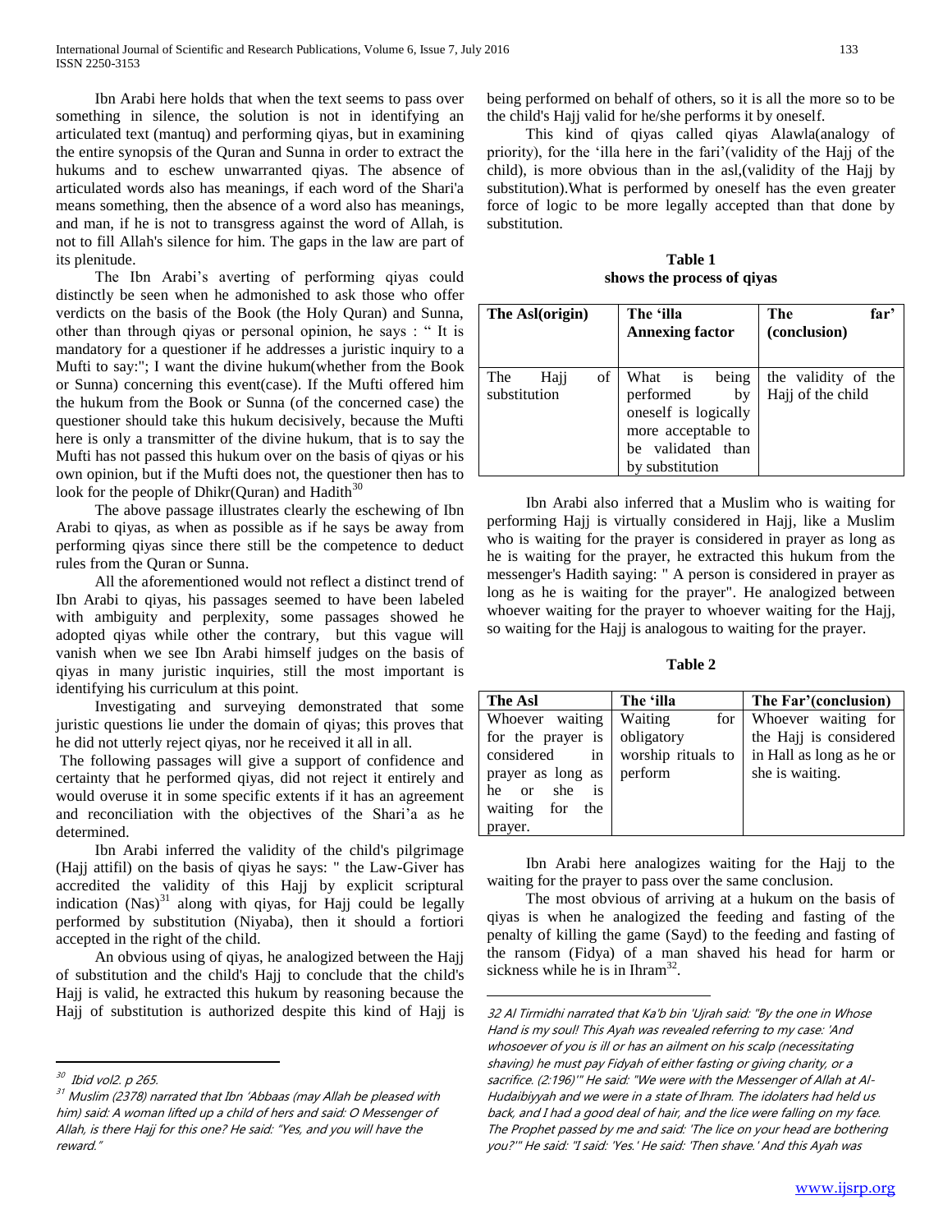Ibn Arabi here holds that when the text seems to pass over something in silence, the solution is not in identifying an articulated text (mantuq) and performing qiyas, but in examining the entire synopsis of the Quran and Sunna in order to extract the hukums and to eschew unwarranted qiyas. The absence of articulated words also has meanings, if each word of the Shari'a means something, then the absence of a word also has meanings, and man, if he is not to transgress against the word of Allah, is not to fill Allah's silence for him. The gaps in the law are part of its plenitude.

The Ibn Arabi's averting of performing qiyas could distinctly be seen when he admonished to ask those who offer verdicts on the basis of the Book (the Holy Quran) and Sunna, other than through qiyas or personal opinion, he says : " It is mandatory for a questioner if he addresses a juristic inquiry to a Mufti to say:"; I want the divine hukum(whether from the Book or Sunna) concerning this event(case). If the Mufti offered him the hukum from the Book or Sunna (of the concerned case) the questioner should take this hukum decisively, because the Mufti here is only a transmitter of the divine hukum, that is to say the Mufti has not passed this hukum over on the basis of qiyas or his own opinion, but if the Mufti does not, the questioner then has to look for the people of Dhikr(Quran) and Hadith[30]

The above passage illustrates clearly the eschewing of Ibn Arabi to qiyas, as when as possible as if he says be away from performing qiyas since there still be the competence to deduct rules from the Quran or Sunna.

All the aforementioned would not reflect a distinct trend of Ibn Arabi to qiyas, his passages seemed to have been labeled with ambiguity and perplexity, some passages showed he adopted qiyas while other the contrary, but this vague will vanish when we see Ibn Arabi himself judges on the basis of qiyas in many juristic inquiries, still the most important is identifying his curriculum at this point.

Investigating and surveying demonstrated that some juristic questions lie under the domain of qiyas; this proves that he did not utterly reject qiyas, nor he received it all in all.

The following passages will give a support of confidence and certainty that he performed qiyas, did not reject it entirely and would overuse it in some specific extents if it has an agreement and reconciliation with the objectives of the Shari'a as he determined.

Ibn Arabi inferred the validity of the child's pilgrimage (Hajj attifil) on the basis of qiyas he says: " the Law-Giver has accredited the validity of this Hajj by explicit scriptural indication (Nas)[31] along with qiyas, for Hajj could be legally performed by substitution (Niyaba), then it should a fortiori accepted in the right of the child.

An obvious using of qiyas, he analogized between the Hajj of substitution and the child's Hajj to conclude that the child's Hajj is valid, he extracted this hukum by reasoning because the Hajj of substitution is authorized despite this kind of Hajj is being performed on behalf of others, so it is all the more so to be the child's Hajj valid for he/she performs it by oneself.

This kind of qiyas called qiyas Alawla(analogy of priority), for the 'illa here in the fari'(validity of the Hajj of the child), is more obvious than in the asl,(validity of the Hajj by substitution).What is performed by oneself has the even greater force of logic to be more legally accepted than that done by substitution.

**Table 1**
**shows the process of qiyas**

| The Asl(origin) | The 'illa Annexing factor | The far' (conclusion) |
|---|---|---|
| The Hajj of substitution | What is being performed by oneself is logically more acceptable to be validated than by substitution | the validity of the Hajj of the child |

Ibn Arabi also inferred that a Muslim who is waiting for performing Hajj is virtually considered in Hajj, like a Muslim who is waiting for the prayer is considered in prayer as long as he is waiting for the prayer, he extracted this hukum from the messenger's Hadith saying: " A person is considered in prayer as long as he is waiting for the prayer". He analogized between whoever waiting for the prayer to whoever waiting for the Hajj, so waiting for the Hajj is analogous to waiting for the prayer.

**Table 2**

| The Asl | The 'illa | The Far'(conclusion) |
|---|---|---|
| Whoever waiting for the prayer is considered in prayer as long as he or she is waiting for the prayer. | Waiting for obligatory worship rituals to perform | Whoever waiting for the Hajj is considered in Hall as long as he or she is waiting. |

Ibn Arabi here analogizes waiting for the Hajj to the waiting for the prayer to pass over the same conclusion.

The most obvious of arriving at a hukum on the basis of qiyas is when he analogized the feeding and fasting of the penalty of killing the game (Sayd) to the feeding and fasting of the ransom (Fidya) of a man shaved his head for harm or sickness while he is in Ihram[32].

---

[30] Ibid vol2. p 265.

[31] Muslim (2378) narrated that Ibn 'Abbaas (may Allah be pleased with him) said: A woman lifted up a child of hers and said: O Messenger of Allah, is there Hajj for this one? He said: "Yes, and you will have the reward."

32 Al Tirmidhi narrated that Ka'b bin 'Ujrah said: "By the one in Whose Hand is my soul! This Ayah was revealed referring to my case: 'And whosoever of you is ill or has an ailment on his scalp (necessitating shaving) he must pay Fidyah of either fasting or giving charity, or a sacrifice. (2:196)'" He said: "We were with the Messenger of Allah at Al-Hudaibiyyah and we were in a state of Ihram. The idolaters had held us back, and I had a good deal of hair, and the lice were falling on my face. The Prophet passed by me and said: 'The lice on your head are bothering you?'" He said: "I said: 'Yes.' He said: 'Then shave.' And this Ayah was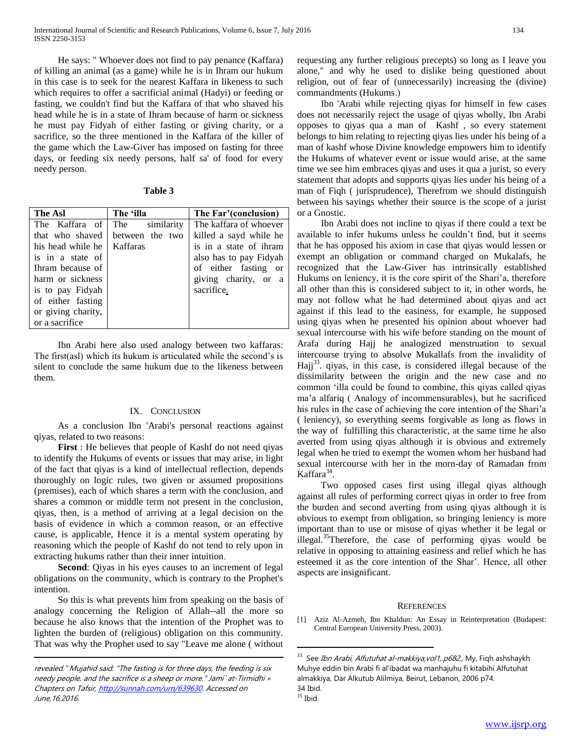He says: " Whoever does not find to pay penance (Kaffara) of killing an animal (as a game) while he is in Ihram our hukum in this case is to seek for the nearest Kaffara in likeness to such which requires to offer a sacrificial animal (Hadyi) or feeding or fasting, we couldn't find but the Kaffara of that who shaved his head while he is in a state of Ihram because of harm or sickness he must pay Fidyah of either fasting or giving charity, or a sacrifice, so the three mentioned in the Kaffara of the killer of the game which the Law-Giver has imposed on fasting for three days, or feeding six needy persons, half sa' of food for every needy person.

**Table 3**

| The Asl | The 'illa | The Far'(conclusion) |
|---|---|---|
| The Kaffara of that who shaved his head while he is in a state of Ihram because of harm or sickness is to pay Fidyah of either fasting or giving charity, or a sacrifice | The similarity between the two Kaffaras | The kaffara of whoever killed a sayd while he is in a state of ihram also has to pay Fidyah of either fasting or giving charity, or a sacrifice. |

Ibn Arabi here also used analogy between two kaffaras: The first(asl) which its hukum is articulated while the second's is silent to conclude the same hukum due to the likeness between them.

## IX. Conclusion

As a conclusion Ibn 'Arabi's personal reactions against qiyas, related to two reasons:

**First** : He believes that people of Kashf do not need qiyas to identify the Hukums of events or issues that may arise, in light of the fact that qiyas is a kind of intellectual reflection, depends thoroughly on logic rules, two given or assumed propositions (premises), each of which shares a term with the conclusion, and shares a common or middle term not present in the conclusion, qiyas, then, is a method of arriving at a legal decision on the basis of evidence in which a common reason, or an effective cause, is applicable, Hence it is a mental system operating by reasoning which the people of Kashf do not tend to rely upon in extracting hukums rather than their inner intuition.

**Second**: Qiyas in his eyes causes to an increment of legal obligations on the community, which is contrary to the Prophet's intention.

So this is what prevents him from speaking on the basis of analogy concerning the Religion of Allah--all the more so because he also knows that the intention of the Prophet was to lighten the burden of (religious) obligation on this community. That was why the Prophet used to say "Leave me alone ( without requesting any further religious precepts) so long as I leave you alone," and why he used to dislike being questioned about religion, out of fear of (unnecessarily) increasing the (divine) commandments (Hukums.)

Ibn 'Arabi while rejecting qiyas for himself in few cases does not necessarily reject the usage of qiyas wholly, Ibn Arabi opposes to qiyas qua a man of Kashf , so every statement belongs to him relating to rejecting qiyas lies under his being of a man of kashf whose Divine knowledge empowers him to identify the Hukums of whatever event or issue would arise, at the same time we see him embraces qiyas and uses it qua a jurist, so every statement that adopts and supports qiyas lies under his being of a man of Fiqh ( jurisprudence), Therefrom we should distinguish between his sayings whether their source is the scope of a jurist or a Gnostic.

Ibn Arabi does not incline to qiyas if there could a text be available to infer hukums unless he couldn't find, but it seems that he has opposed his axiom in case that qiyas would lessen or exempt an obligation or command charged on Mukalafs, he recognized that the Law-Giver has intrinsically established Hukums on leniency, it is the core spirit of the Shari'a, therefore all other than this is considered subject to it, in other words, he may not follow what he had determined about qiyas and act against it if this lead to the easiness, for example, he supposed using qiyas when he presented his opinion about whoever had sexual intercourse with his wife before standing on the mount of Arafa during Hajj he analogized menstruation to sexual intercourse trying to absolve Mukallafs from the invalidity of Hajj[33]. qiyas, in this case, is considered illegal because of the dissimilarity between the origin and the new case and no common 'illa could be found to combine, this qiyas called qiyas ma'a alfariq ( Analogy of incommensurables), but he sacrificed his rules in the case of achieving the core intention of the Shari'a ( leniency), so everything seems forgivable as long as flows in the way of fulfilling this characteristic, at the same time he also averted from using qiyas although it is obvious and extremely legal when he tried to exempt the women whom her husband had sexual intercourse with her in the morn-day of Ramadan from Kaffara[34].

Two opposed cases first using illegal qiyas although against all rules of performing correct qiyas in order to free from the burden and second averting from using qiyas although it is obvious to exempt from obligation, so bringing leniency is more important than to use or misuse of qiyas whether it be legal or illegal.[35]Therefore, the case of performing qiyas would be relative in opposing to attaining easiness and relief which he has esteemed it as the core intention of the Shar'. Hence, all other aspects are insignificant.

## References

[1] Aziz Al-Azmeh, Ibn Khaldun: An Essay in Reinterpretation (Budapest: Central European University Press, 2003).

---

*revealed." Mujahid said: "The fasting is for three days, the feeding is six needy people, and the sacrifice is a sheep or more." Jami` at-Tirmidhi » Chapters on Tafsir, http://sunnah.com/urn/639630. Accessed on June,16,2016.*

[33] See *Ibn Arabi, Alfutuhat al-makkiya,vol1,.p682.*, My, Fiqh ashshaykh Muhye eddin bin Arabi fi al'ibadat wa manhajuhu fi kitabihi Alfutuhat almakkiya, Dar Alkutub Alilmiya, Beirut, Lebanon, 2006 p74.

[34] Ibid.

[35] Ibid.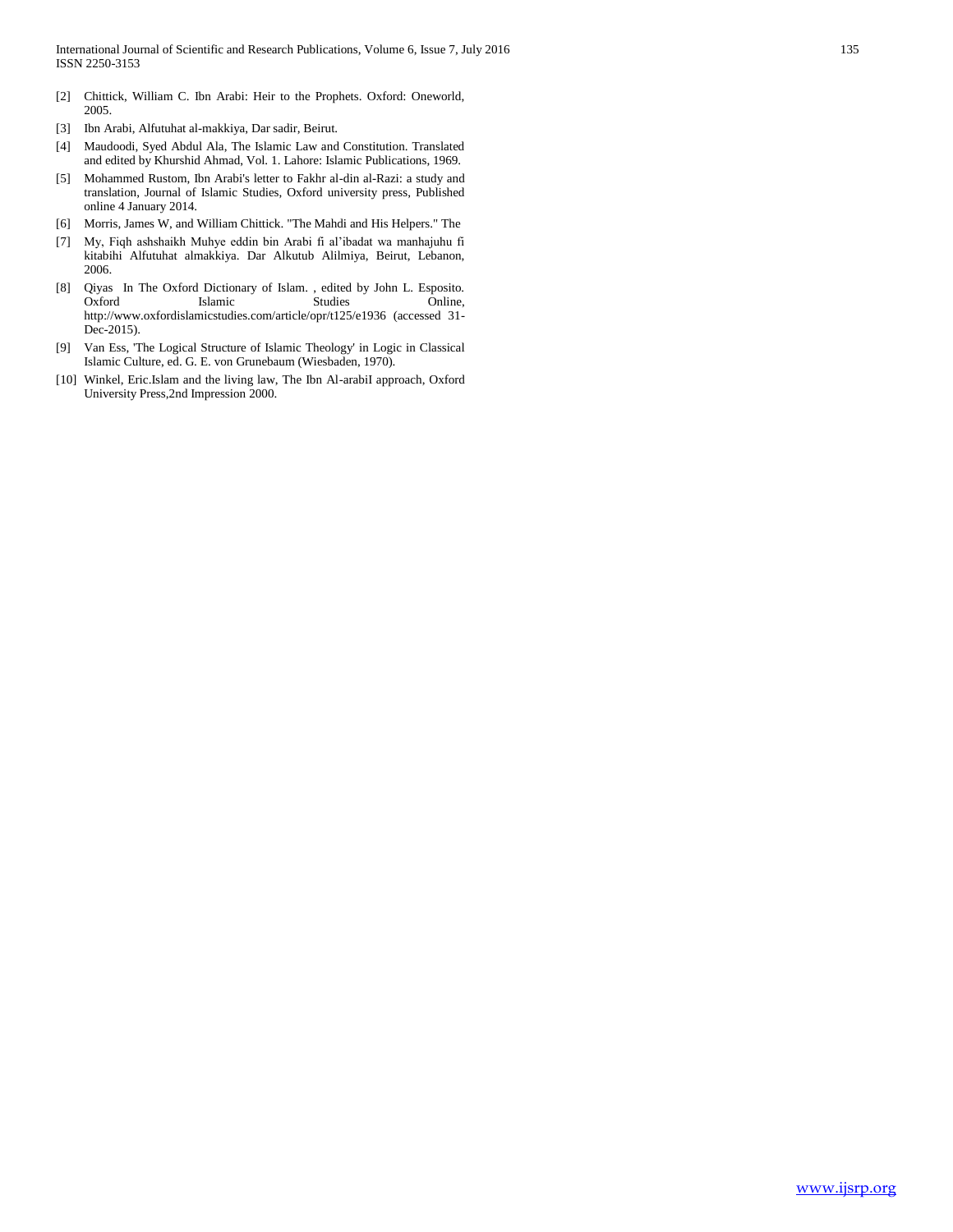[2] Chittick, William C. Ibn Arabi: Heir to the Prophets. Oxford: Oneworld, 2005.

[3] Ibn Arabi, Alfutuhat al-makkiya, Dar sadir, Beirut.

[4] Maudoodi, Syed Abdul Ala, The Islamic Law and Constitution. Translated and edited by Khurshid Ahmad, Vol. 1. Lahore: Islamic Publications, 1969.

[5] Mohammed Rustom, Ibn Arabi's letter to Fakhr al-din al-Razi: a study and translation, Journal of Islamic Studies, Oxford university press, Published online 4 January 2014.

[6] Morris, James W, and William Chittick. "The Mahdi and His Helpers." The

[7] My, Fiqh ashshaikh Muhye eddin bin Arabi fi al'ibadat wa manhajuhu fi kitabihi Alfutuhat almakkiya. Dar Alkutub Alilmiya, Beirut, Lebanon, 2006.

[8] Qiyas In The Oxford Dictionary of Islam. , edited by John L. Esposito. Oxford Islamic Studies Online, http://www.oxfordislamicstudies.com/article/opr/t125/e1936 (accessed 31-Dec-2015).

[9] Van Ess, 'The Logical Structure of Islamic Theology' in Logic in Classical Islamic Culture, ed. G. E. von Grunebaum (Wiesbaden, 1970).

[10] Winkel, Eric.Islam and the living law, The Ibn Al-arabiI approach, Oxford University Press,2nd Impression 2000.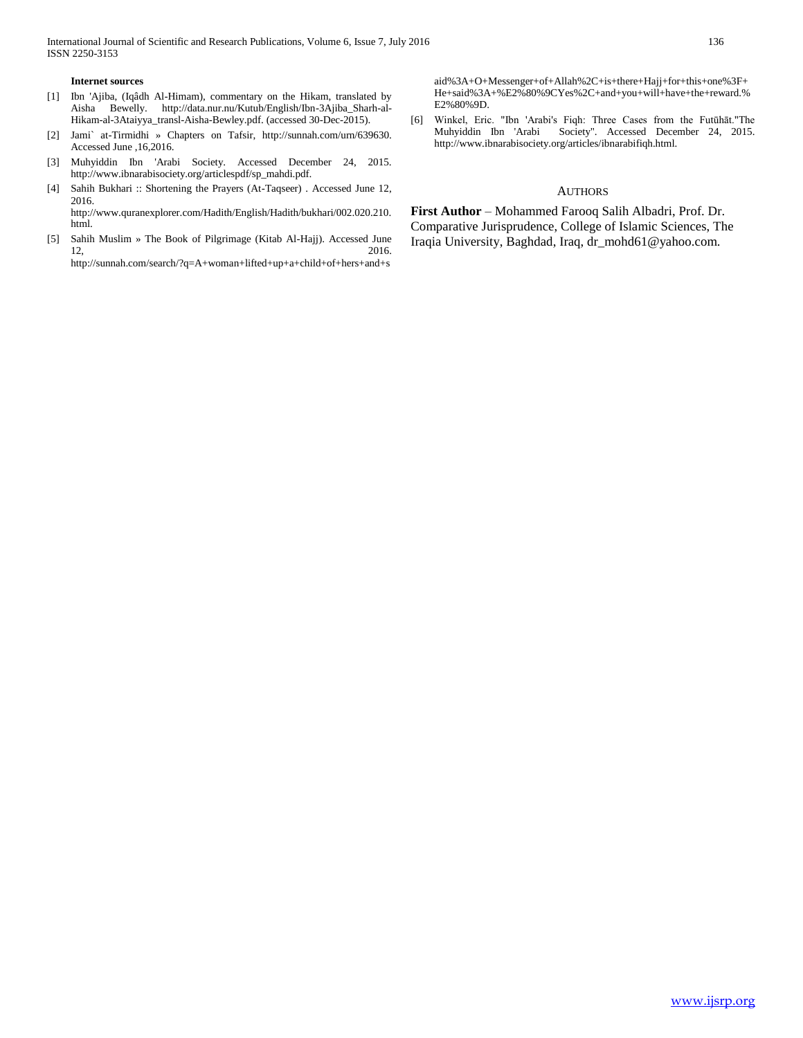**Internet sources**

[1] Ibn 'Ajiba, (Iqâdh Al-Himam), commentary on the Hikam, translated by Aisha Bewelly. http://data.nur.nu/Kutub/English/Ibn-3Ajiba_Sharh-al-Hikam-al-3Ataiyya_transl-Aisha-Bewley.pdf. (accessed 30-Dec-2015).

[2] Jami` at-Tirmidhi » Chapters on Tafsir, http://sunnah.com/urn/639630. Accessed June ,16,2016.

[3] Muhyiddin Ibn 'Arabi Society. Accessed December 24, 2015. http://www.ibnarabisociety.org/articlespdf/sp_mahdi.pdf.

[4] Sahih Bukhari :: Shortening the Prayers (At-Taqseer) . Accessed June 12, 2016. http://www.quranexplorer.com/Hadith/English/Hadith/bukhari/002.020.210.html.

[5] Sahih Muslim » The Book of Pilgrimage (Kitab Al-Hajj). Accessed June 12, 2016. http://sunnah.com/search/?q=A+woman+lifted+up+a+child+of+hers+and+said%3A+O+Messenger+of+Allah%2C+is+there+Hajj+for+this+one%3F+He+said%3A+%E2%80%9CYes%2C+and+you+will+have+the+reward.%E2%80%9D.

[6] Winkel, Eric. "Ibn 'Arabi's Fiqh: Three Cases from the Futūhāt."The Muhyiddin Ibn 'Arabi Society". Accessed December 24, 2015. http://www.ibnarabisociety.org/articles/ibnarabifiqh.html.

## Authors

**First Author** – Mohammed Farooq Salih Albadri, Prof. Dr. Comparative Jurisprudence, College of Islamic Sciences, The Iraqia University, Baghdad, Iraq, dr_mohd61@yahoo.com.